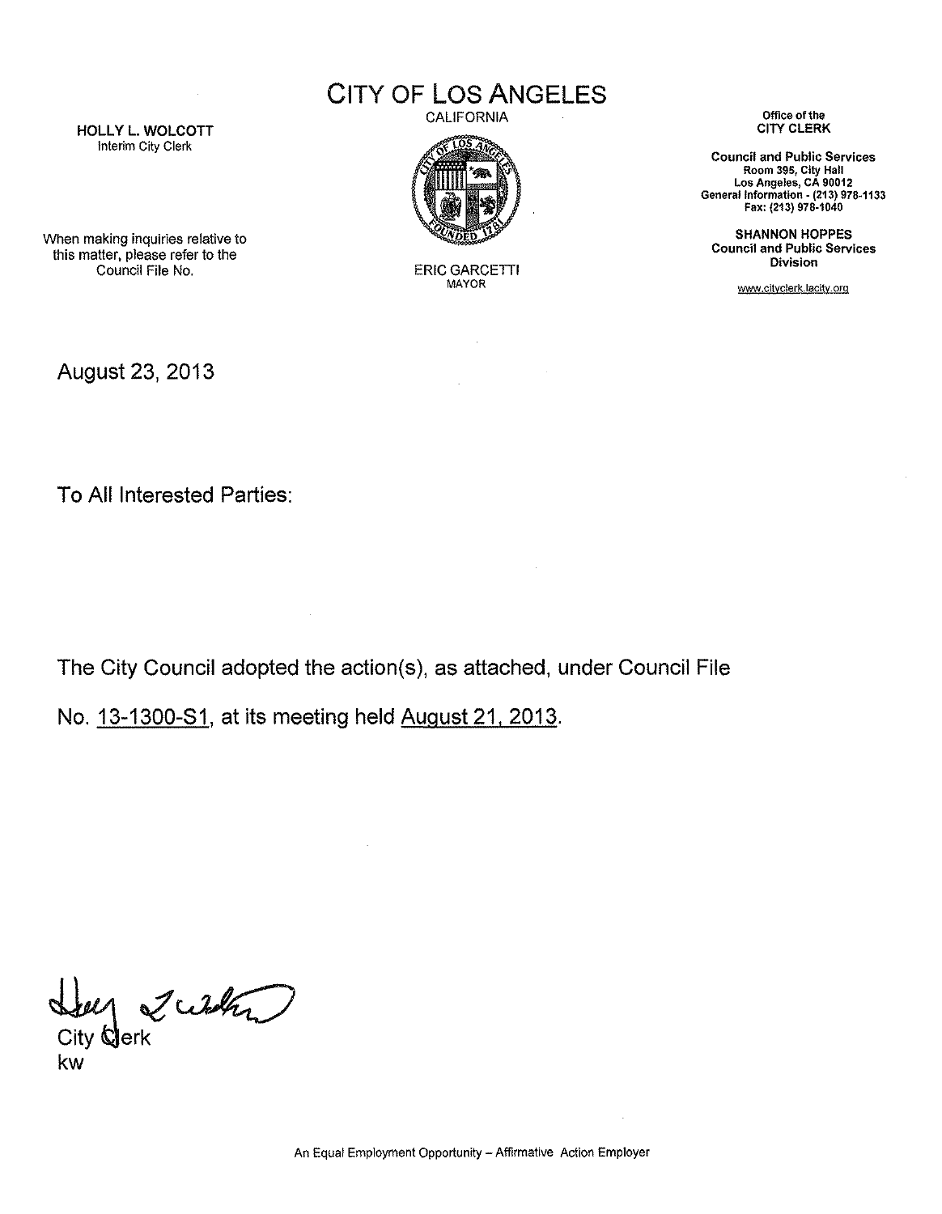# CITY OF LOS ANGELES

CALIFORNIA

HOLLY L. WOLCOTT
Interim City Clerk

When making inquiries relative to this matter, please refer to the Council File No.

ERIC GARCETTI
MAYOR

Office of the
CITY CLERK

**Council and Public Services**
Room 395, City Hall
Los Angeles, CA 90012
General Information - (213) 978-1133
Fax: (213) 978-1040

**SHANNON HOPPES**
**Council and Public Services Division**

www.cityclerk.lacity.org

August 23, 2013

To All Interested Parties:

The City Council adopted the action(s), as attached, under Council File No. 13-1300-S1, at its meeting held August 21, 2013.

City Clerk
kw

An Equal Employment Opportunity – Affirmative Action Employer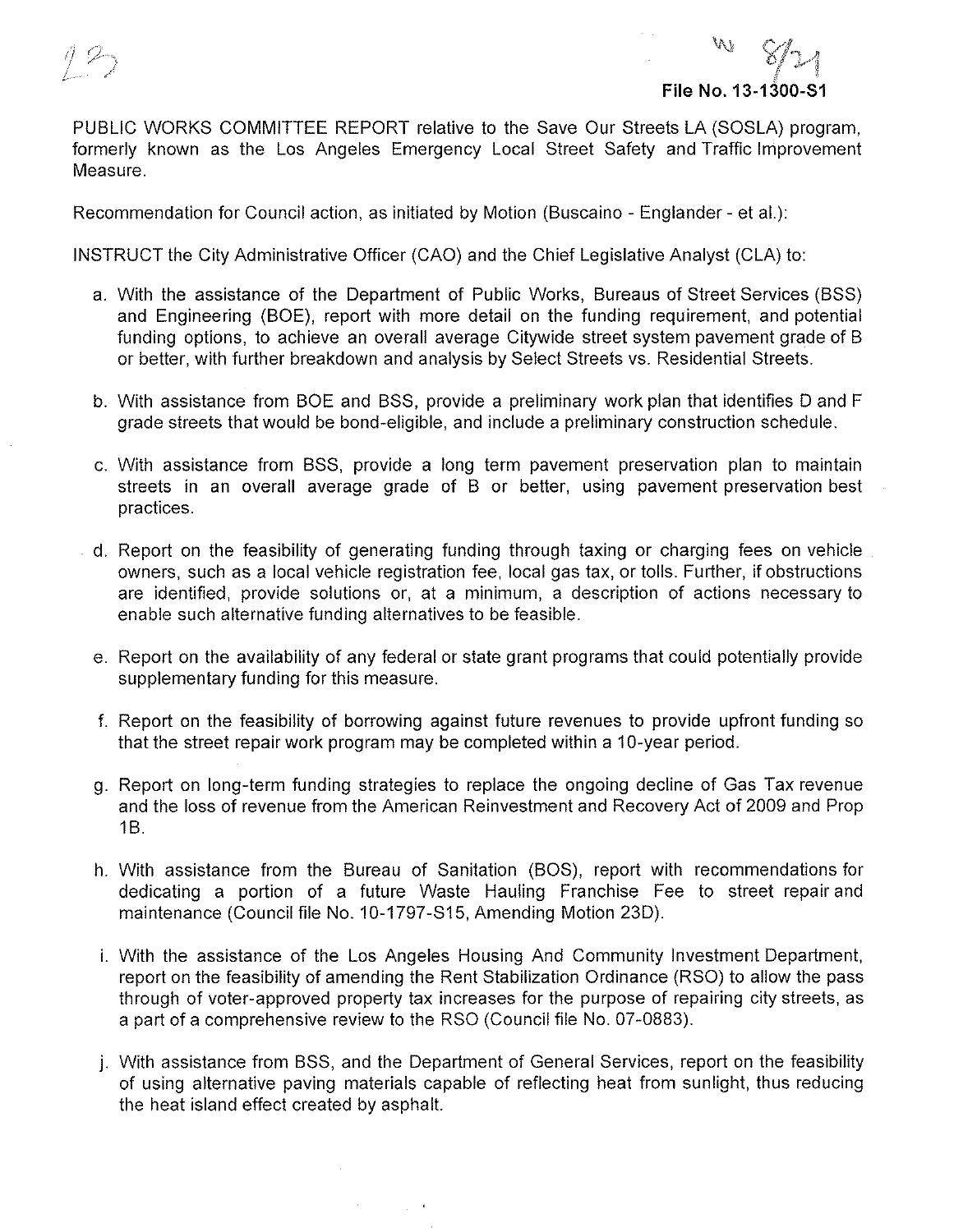File No. 13-1300-S1

PUBLIC WORKS COMMITTEE REPORT relative to the Save Our Streets LA (SOSLA) program, formerly known as the Los Angeles Emergency Local Street Safety and Traffic Improvement Measure.

Recommendation for Council action, as initiated by Motion (Buscaino - Englander - et al.):

INSTRUCT the City Administrative Officer (CAO) and the Chief Legislative Analyst (CLA) to:

a. With the assistance of the Department of Public Works, Bureaus of Street Services (BSS) and Engineering (BOE), report with more detail on the funding requirement, and potential funding options, to achieve an overall average Citywide street system pavement grade of B or better, with further breakdown and analysis by Select Streets vs. Residential Streets.

b. With assistance from BOE and BSS, provide a preliminary work plan that identifies D and F grade streets that would be bond-eligible, and include a preliminary construction schedule.

c. With assistance from BSS, provide a long term pavement preservation plan to maintain streets in an overall average grade of B or better, using pavement preservation best practices.

d. Report on the feasibility of generating funding through taxing or charging fees on vehicle owners, such as a local vehicle registration fee, local gas tax, or tolls. Further, if obstructions are identified, provide solutions or, at a minimum, a description of actions necessary to enable such alternative funding alternatives to be feasible.

e. Report on the availability of any federal or state grant programs that could potentially provide supplementary funding for this measure.

f. Report on the feasibility of borrowing against future revenues to provide upfront funding so that the street repair work program may be completed within a 10-year period.

g. Report on long-term funding strategies to replace the ongoing decline of Gas Tax revenue and the loss of revenue from the American Reinvestment and Recovery Act of 2009 and Prop 1B.

h. With assistance from the Bureau of Sanitation (BOS), report with recommendations for dedicating a portion of a future Waste Hauling Franchise Fee to street repair and maintenance (Council file No. 10-1797-S15, Amending Motion 23D).

i. With the assistance of the Los Angeles Housing And Community Investment Department, report on the feasibility of amending the Rent Stabilization Ordinance (RSO) to allow the pass through of voter-approved property tax increases for the purpose of repairing city streets, as a part of a comprehensive review to the RSO (Council file No. 07-0883).

j. With assistance from BSS, and the Department of General Services, report on the feasibility of using alternative paving materials capable of reflecting heat from sunlight, thus reducing the heat island effect created by asphalt.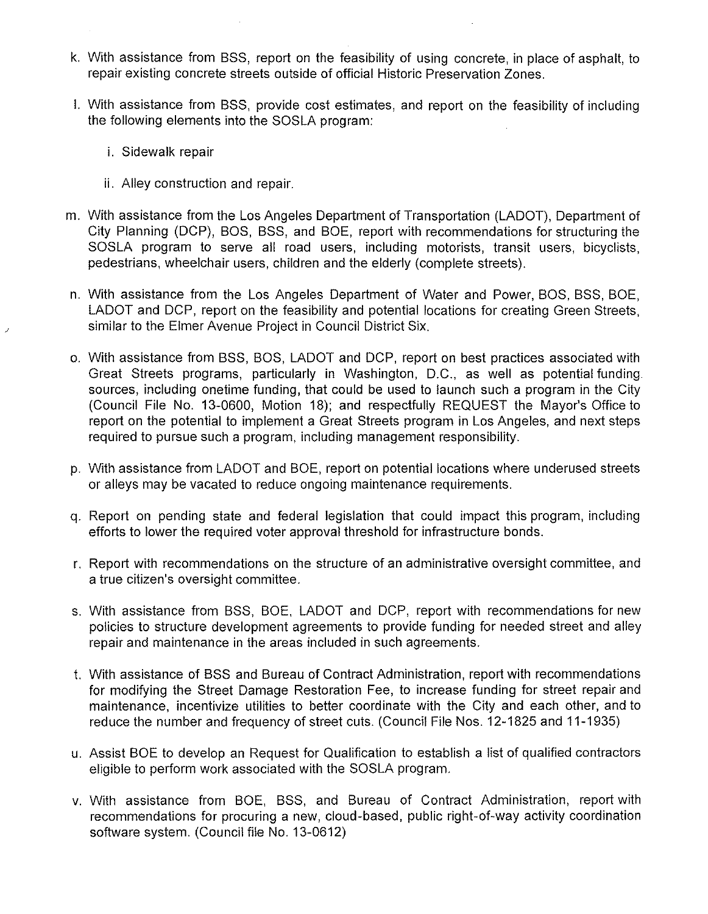k. With assistance from BSS, report on the feasibility of using concrete, in place of asphalt, to repair existing concrete streets outside of official Historic Preservation Zones.

l. With assistance from BSS, provide cost estimates, and report on the feasibility of including the following elements into the SOSLA program:

   i. Sidewalk repair

   ii. Alley construction and repair.

m. With assistance from the Los Angeles Department of Transportation (LADOT), Department of City Planning (DCP), BOS, BSS, and BOE, report with recommendations for structuring the SOSLA program to serve all road users, including motorists, transit users, bicyclists, pedestrians, wheelchair users, children and the elderly (complete streets).

n. With assistance from the Los Angeles Department of Water and Power, BOS, BSS, BOE, LADOT and DCP, report on the feasibility and potential locations for creating Green Streets, similar to the Elmer Avenue Project in Council District Six.

o. With assistance from BSS, BOS, LADOT and DCP, report on best practices associated with Great Streets programs, particularly in Washington, D.C., as well as potential funding sources, including onetime funding, that could be used to launch such a program in the City (Council File No. 13-0600, Motion 18); and respectfully REQUEST the Mayor's Office to report on the potential to implement a Great Streets program in Los Angeles, and next steps required to pursue such a program, including management responsibility.

p. With assistance from LADOT and BOE, report on potential locations where underused streets or alleys may be vacated to reduce ongoing maintenance requirements.

q. Report on pending state and federal legislation that could impact this program, including efforts to lower the required voter approval threshold for infrastructure bonds.

r. Report with recommendations on the structure of an administrative oversight committee, and a true citizen's oversight committee.

s. With assistance from BSS, BOE, LADOT and DCP, report with recommendations for new policies to structure development agreements to provide funding for needed street and alley repair and maintenance in the areas included in such agreements.

t. With assistance of BSS and Bureau of Contract Administration, report with recommendations for modifying the Street Damage Restoration Fee, to increase funding for street repair and maintenance, incentivize utilities to better coordinate with the City and each other, and to reduce the number and frequency of street cuts. (Council File Nos. 12-1825 and 11-1935)

u. Assist BOE to develop an Request for Qualification to establish a list of qualified contractors eligible to perform work associated with the SOSLA program.

v. With assistance from BOE, BSS, and Bureau of Contract Administration, report with recommendations for procuring a new, cloud-based, public right-of-way activity coordination software system. (Council file No. 13-0612)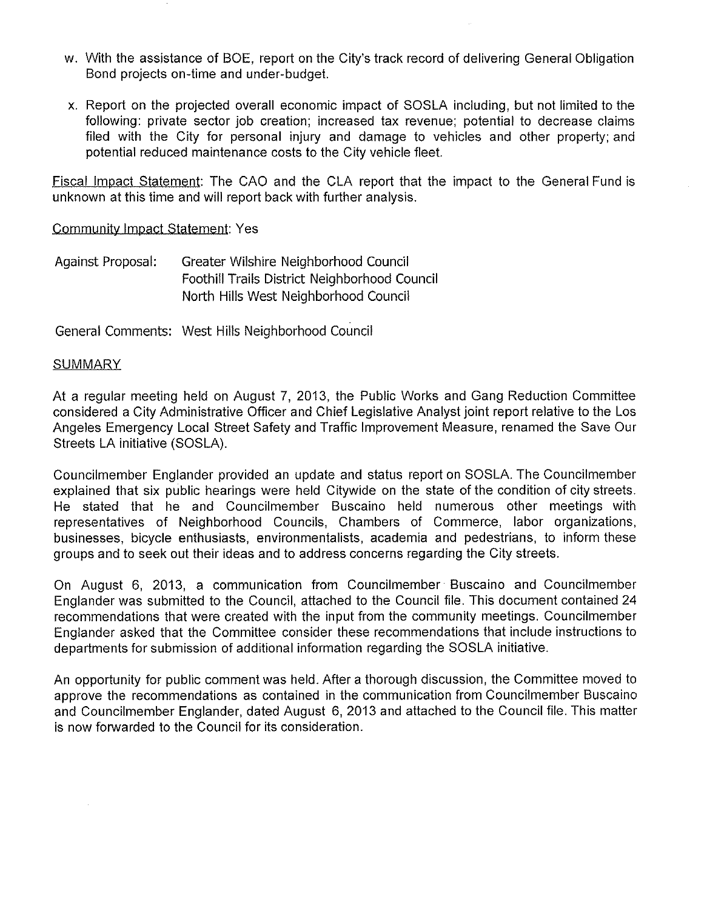w. With the assistance of BOE, report on the City's track record of delivering General Obligation Bond projects on-time and under-budget.

x. Report on the projected overall economic impact of SOSLA including, but not limited to the following: private sector job creation; increased tax revenue; potential to decrease claims filed with the City for personal injury and damage to vehicles and other property; and potential reduced maintenance costs to the City vehicle fleet.

Fiscal Impact Statement: The CAO and the CLA report that the impact to the General Fund is unknown at this time and will report back with further analysis.

Community Impact Statement: Yes

Against Proposal: Greater Wilshire Neighborhood Council
Foothill Trails District Neighborhood Council
North Hills West Neighborhood Council

General Comments: West Hills Neighborhood Council

SUMMARY

At a regular meeting held on August 7, 2013, the Public Works and Gang Reduction Committee considered a City Administrative Officer and Chief Legislative Analyst joint report relative to the Los Angeles Emergency Local Street Safety and Traffic Improvement Measure, renamed the Save Our Streets LA initiative (SOSLA).

Councilmember Englander provided an update and status report on SOSLA. The Councilmember explained that six public hearings were held Citywide on the state of the condition of city streets. He stated that he and Councilmember Buscaino held numerous other meetings with representatives of Neighborhood Councils, Chambers of Commerce, labor organizations, businesses, bicycle enthusiasts, environmentalists, academia and pedestrians, to inform these groups and to seek out their ideas and to address concerns regarding the City streets.

On August 6, 2013, a communication from Councilmember Buscaino and Councilmember Englander was submitted to the Council, attached to the Council file. This document contained 24 recommendations that were created with the input from the community meetings. Councilmember Englander asked that the Committee consider these recommendations that include instructions to departments for submission of additional information regarding the SOSLA initiative.

An opportunity for public comment was held. After a thorough discussion, the Committee moved to approve the recommendations as contained in the communication from Councilmember Buscaino and Councilmember Englander, dated August 6, 2013 and attached to the Council file. This matter is now forwarded to the Council for its consideration.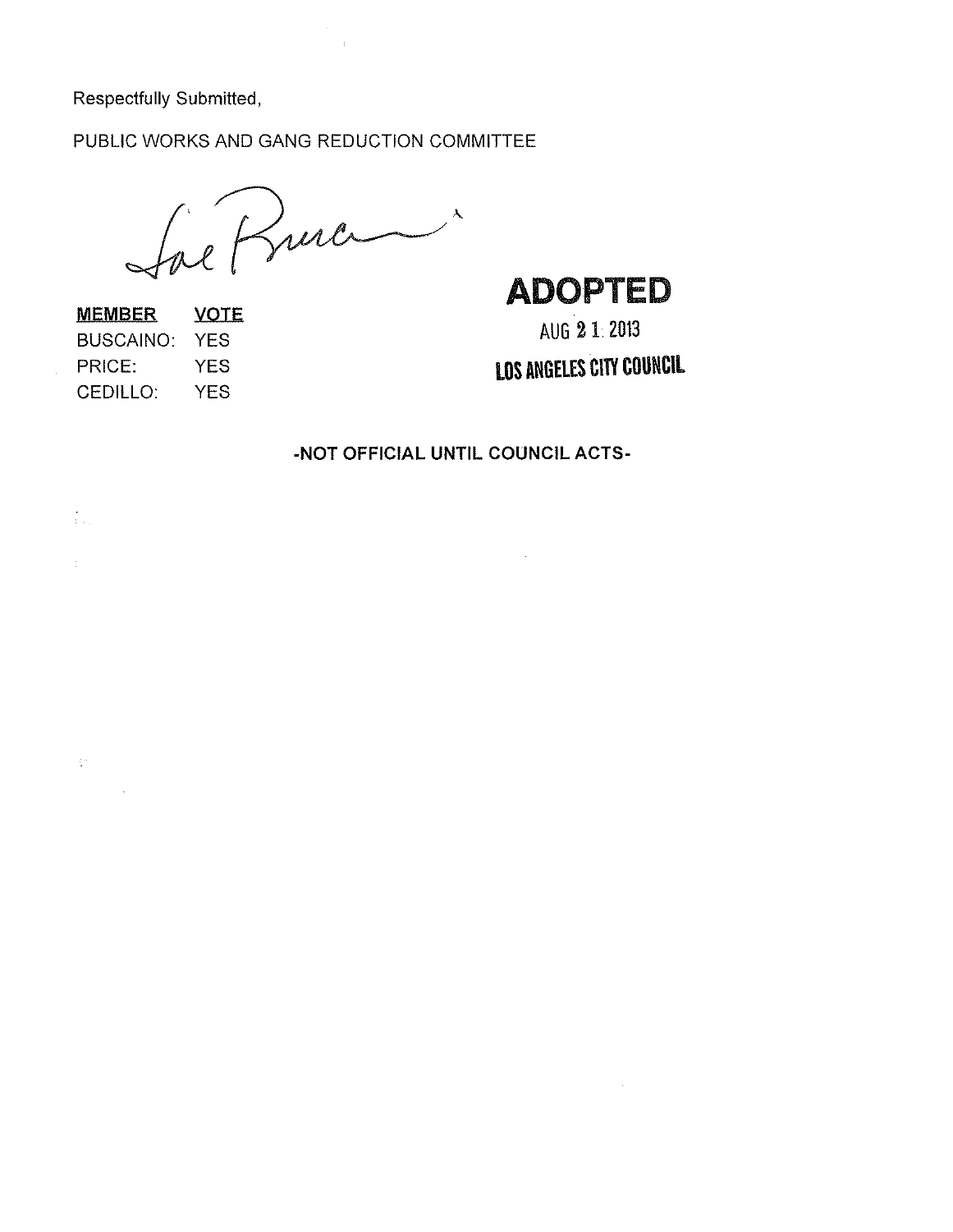Respectfully Submitted,

PUBLIC WORKS AND GANG REDUCTION COMMITTEE

| MEMBER | VOTE |
| --- | --- |
| BUSCAINO: | YES |
| PRICE: | YES |
| CEDILLO: | YES |

**ADOPTED**

AUG 21 2013

**LOS ANGELES CITY COUNCIL**

**-NOT OFFICIAL UNTIL COUNCIL ACTS-**